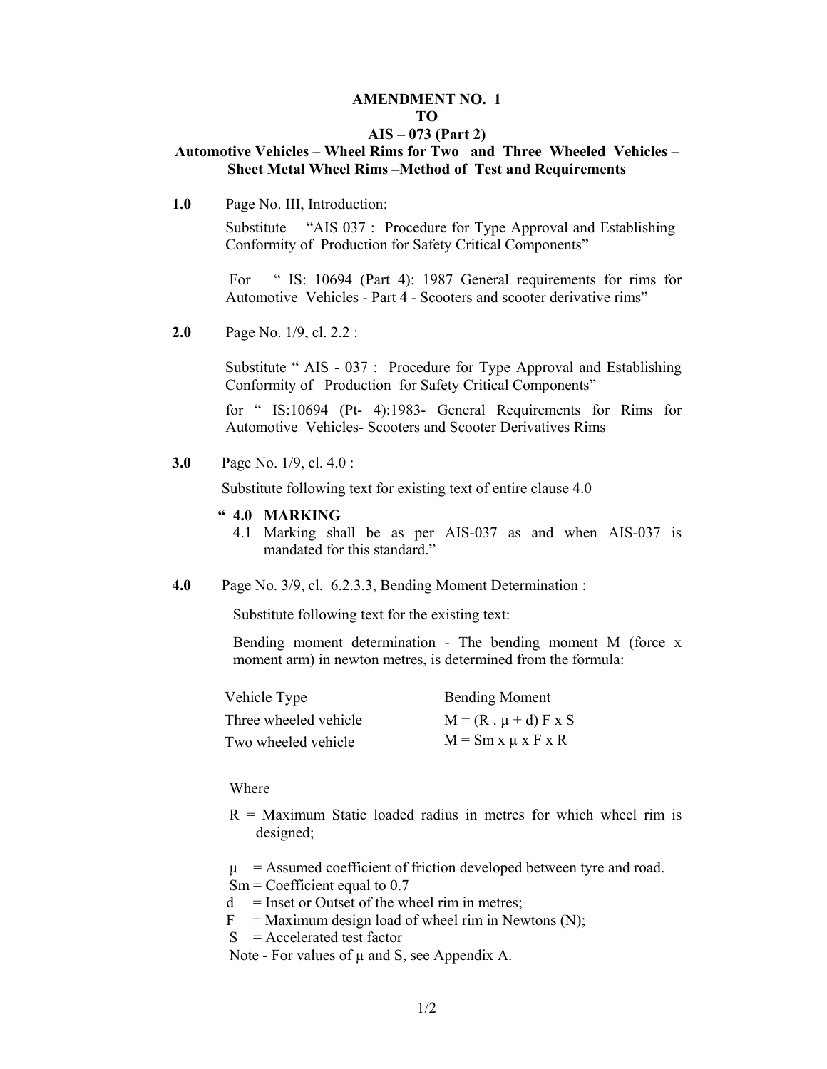# AMENDMENT NO. 1 TO AIS – 073 (Part 2)

## Automotive Vehicles – Wheel Rims for Two and Three Wheeled Vehicles – Sheet Metal Wheel Rims –Method of Test and Requirements

**1.0** Page No. III, Introduction:

Substitute "AIS 037 : Procedure for Type Approval and Establishing Conformity of Production for Safety Critical Components"

For " IS: 10694 (Part 4): 1987 General requirements for rims for Automotive Vehicles - Part 4 - Scooters and scooter derivative rims"

**2.0** Page No. 1/9, cl. 2.2 :

Substitute " AIS - 037 : Procedure for Type Approval and Establishing Conformity of Production for Safety Critical Components"

for " IS:10694 (Pt- 4):1983- General Requirements for Rims for Automotive Vehicles- Scooters and Scooter Derivatives Rims

**3.0** Page No. 1/9, cl. 4.0 :

Substitute following text for existing text of entire clause 4.0

" **4.0 MARKING**

4.1 Marking shall be as per AIS-037 as and when AIS-037 is mandated for this standard."

**4.0** Page No. 3/9, cl. 6.2.3.3, Bending Moment Determination :

Substitute following text for the existing text:

Bending moment determination - The bending moment M (force x moment arm) in newton metres, is determined from the formula:

| Vehicle Type | Bending Moment |
|---|---|
| Three wheeled vehicle | $M = (R \cdot \mu + d) F \times S$ |
| Two wheeled vehicle | $M = Sm \times \mu \times F \times R$ |

Where

$R$ = Maximum Static loaded radius in metres for which wheel rim is designed;

$\mu$ = Assumed coefficient of friction developed between tyre and road.

$Sm$ = Coefficient equal to 0.7

$d$ = Inset or Outset of the wheel rim in metres;

$F$ = Maximum design load of wheel rim in Newtons (N);

$S$ = Accelerated test factor

Note - For values of $\mu$ and $S$, see Appendix A.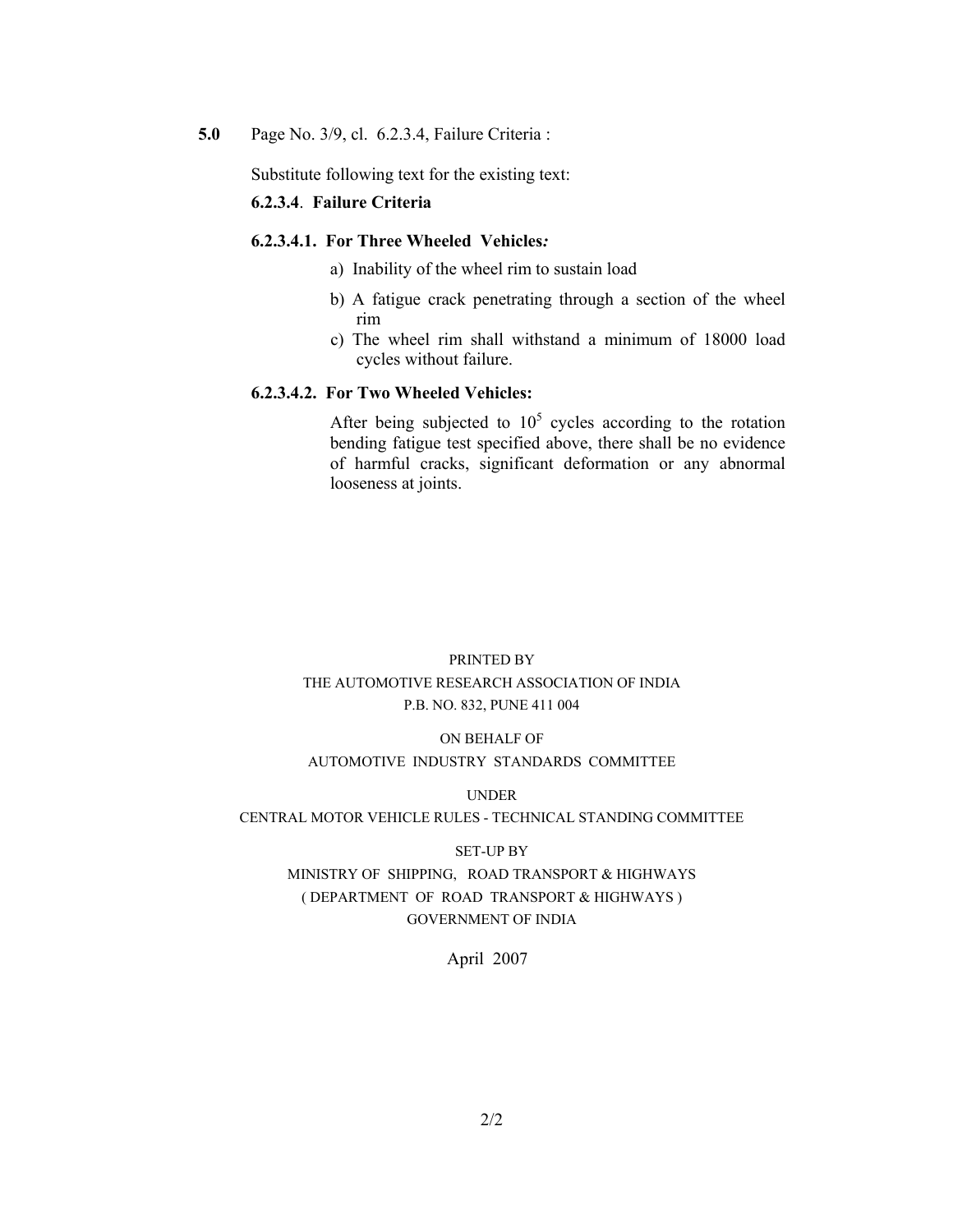**5.0** Page No. 3/9, cl. 6.2.3.4, Failure Criteria :

Substitute following text for the existing text:

**6.2.3.4**. **Failure Criteria**

**6.2.3.4.1. For Three Wheeled Vehicles*:***

a) Inability of the wheel rim to sustain load

b) A fatigue crack penetrating through a section of the wheel rim

c) The wheel rim shall withstand a minimum of 18000 load cycles without failure.

**6.2.3.4.2. For Two Wheeled Vehicles:**

After being subjected to $10^5$ cycles according to the rotation bending fatigue test specified above, there shall be no evidence of harmful cracks, significant deformation or any abnormal looseness at joints.

PRINTED BY
THE AUTOMOTIVE RESEARCH ASSOCIATION OF INDIA
P.B. NO. 832, PUNE 411 004

ON BEHALF OF
AUTOMOTIVE INDUSTRY STANDARDS COMMITTEE

UNDER
CENTRAL MOTOR VEHICLE RULES - TECHNICAL STANDING COMMITTEE

SET-UP BY
MINISTRY OF SHIPPING, ROAD TRANSPORT & HIGHWAYS
( DEPARTMENT OF ROAD TRANSPORT & HIGHWAYS )
GOVERNMENT OF INDIA

April 2007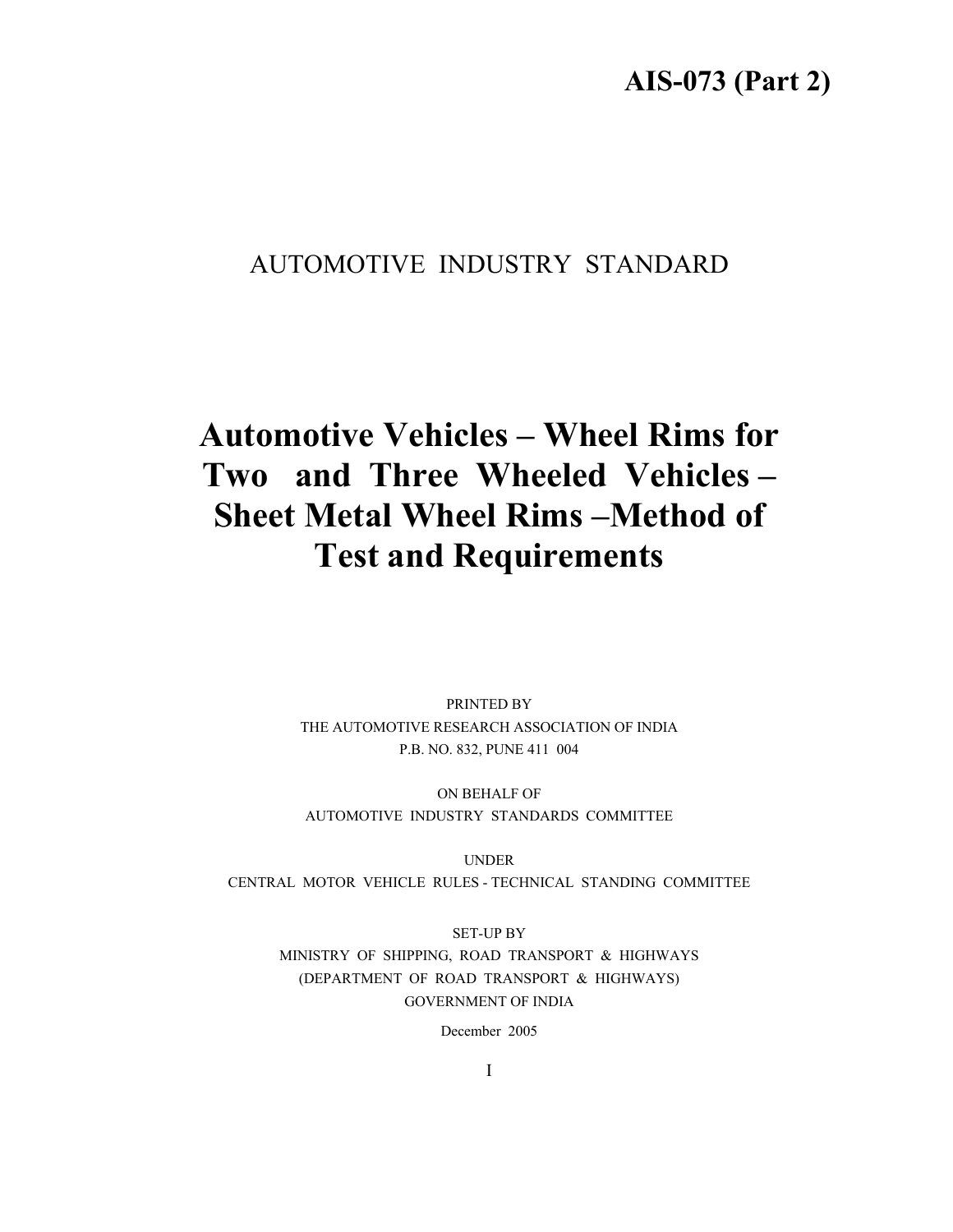**AIS-073 (Part 2)**

AUTOMOTIVE INDUSTRY STANDARD

# Automotive Vehicles – Wheel Rims for Two and Three Wheeled Vehicles – Sheet Metal Wheel Rims –Method of Test and Requirements

PRINTED BY
THE AUTOMOTIVE RESEARCH ASSOCIATION OF INDIA
P.B. NO. 832, PUNE 411 004

ON BEHALF OF
AUTOMOTIVE INDUSTRY STANDARDS COMMITTEE

UNDER
CENTRAL MOTOR VEHICLE RULES - TECHNICAL STANDING COMMITTEE

SET-UP BY
MINISTRY OF SHIPPING, ROAD TRANSPORT & HIGHWAYS
(DEPARTMENT OF ROAD TRANSPORT & HIGHWAYS)
GOVERNMENT OF INDIA

December 2005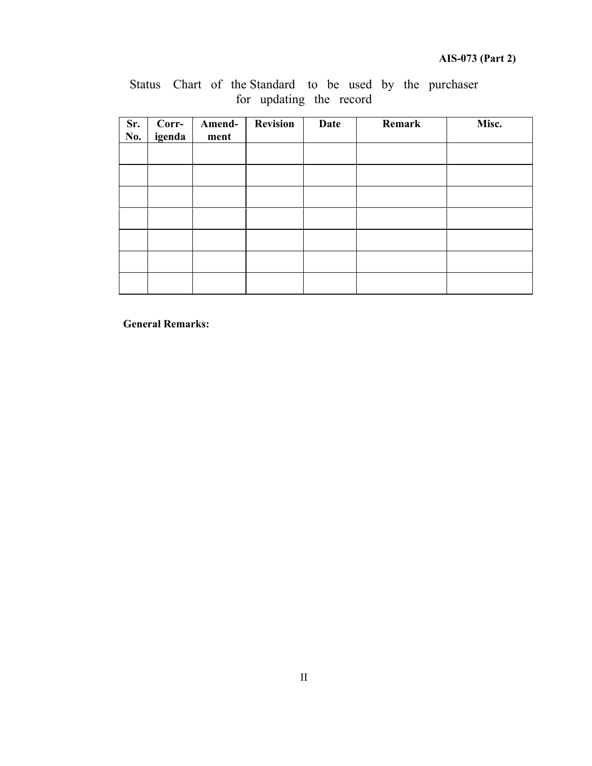Status Chart of the Standard to be used by the purchaser for updating the record

| Sr. No. | Corr-igenda | Amend-ment | Revision | Date | Remark | Misc. |
|---|---|---|---|---|---|---|
| | | | | | | |
| | | | | | | |
| | | | | | | |
| | | | | | | |
| | | | | | | |
| | | | | | | |
| | | | | | | |

**General Remarks:**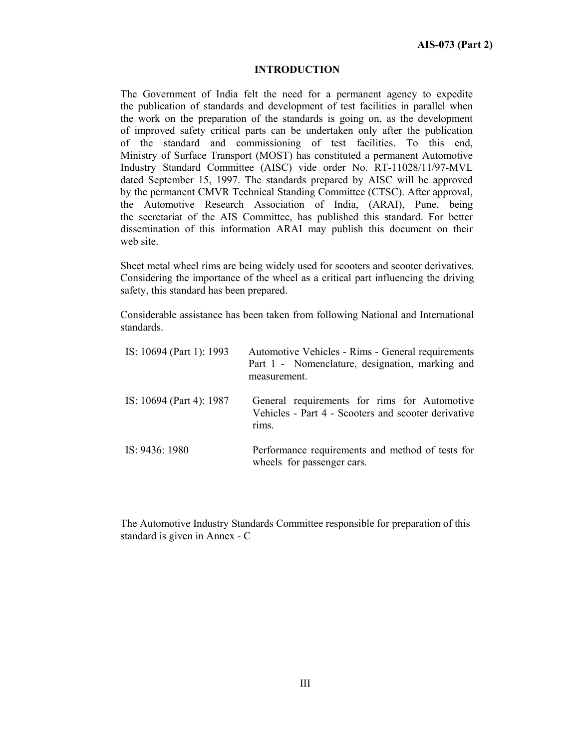# INTRODUCTION

The Government of India felt the need for a permanent agency to expedite the publication of standards and development of test facilities in parallel when the work on the preparation of the standards is going on, as the development of improved safety critical parts can be undertaken only after the publication of the standard and commissioning of test facilities. To this end, Ministry of Surface Transport (MOST) has constituted a permanent Automotive Industry Standard Committee (AISC) vide order No. RT-11028/11/97-MVL dated September 15, 1997. The standards prepared by AISC will be approved by the permanent CMVR Technical Standing Committee (CTSC). After approval, the Automotive Research Association of India, (ARAI), Pune, being the secretariat of the AIS Committee, has published this standard. For better dissemination of this information ARAI may publish this document on their web site.

Sheet metal wheel rims are being widely used for scooters and scooter derivatives. Considering the importance of the wheel as a critical part influencing the driving safety, this standard has been prepared.

Considerable assistance has been taken from following National and International standards.

| | |
|---|---|
| IS: 10694 (Part 1): 1993 | Automotive Vehicles - Rims - General requirements Part 1 - Nomenclature, designation, marking and measurement. |
| IS: 10694 (Part 4): 1987 | General requirements for rims for Automotive Vehicles - Part 4 - Scooters and scooter derivative rims. |
| IS: 9436: 1980 | Performance requirements and method of tests for wheels for passenger cars. |

The Automotive Industry Standards Committee responsible for preparation of this standard is given in Annex - C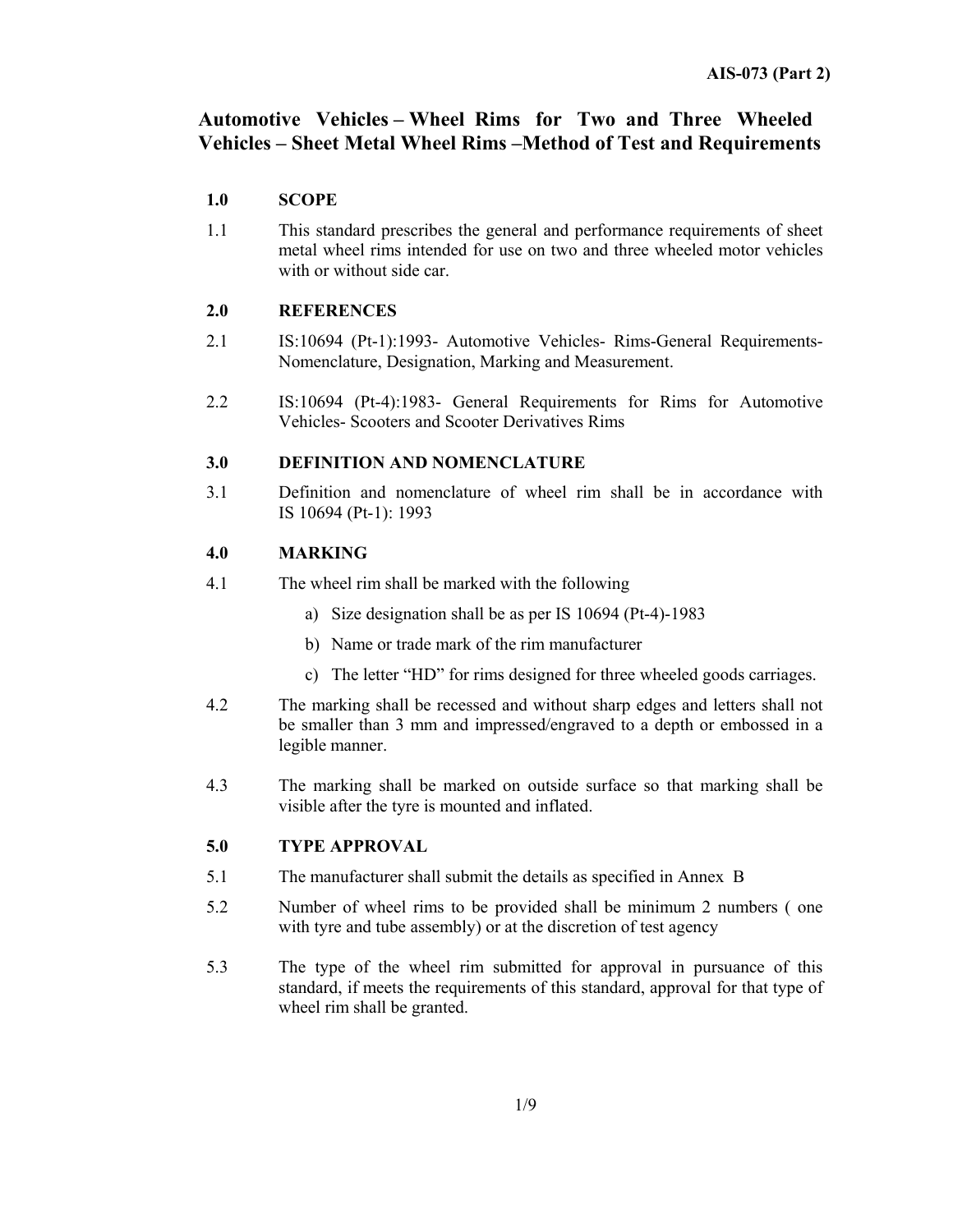# Automotive Vehicles – Wheel Rims for Two and Three Wheeled Vehicles – Sheet Metal Wheel Rims –Method of Test and Requirements

## 1.0 SCOPE

1.1 This standard prescribes the general and performance requirements of sheet metal wheel rims intended for use on two and three wheeled motor vehicles with or without side car.

## 2.0 REFERENCES

2.1 IS:10694 (Pt-1):1993- Automotive Vehicles- Rims-General Requirements- Nomenclature, Designation, Marking and Measurement.

2.2 IS:10694 (Pt-4):1983- General Requirements for Rims for Automotive Vehicles- Scooters and Scooter Derivatives Rims

## 3.0 DEFINITION AND NOMENCLATURE

3.1 Definition and nomenclature of wheel rim shall be in accordance with IS 10694 (Pt-1): 1993

## 4.0 MARKING

4.1 The wheel rim shall be marked with the following

a) Size designation shall be as per IS 10694 (Pt-4)-1983

b) Name or trade mark of the rim manufacturer

c) The letter "HD" for rims designed for three wheeled goods carriages.

4.2 The marking shall be recessed and without sharp edges and letters shall not be smaller than 3 mm and impressed/engraved to a depth or embossed in a legible manner.

4.3 The marking shall be marked on outside surface so that marking shall be visible after the tyre is mounted and inflated.

## 5.0 TYPE APPROVAL

5.1 The manufacturer shall submit the details as specified in Annex B

5.2 Number of wheel rims to be provided shall be minimum 2 numbers ( one with tyre and tube assembly) or at the discretion of test agency

5.3 The type of the wheel rim submitted for approval in pursuance of this standard, if meets the requirements of this standard, approval for that type of wheel rim shall be granted.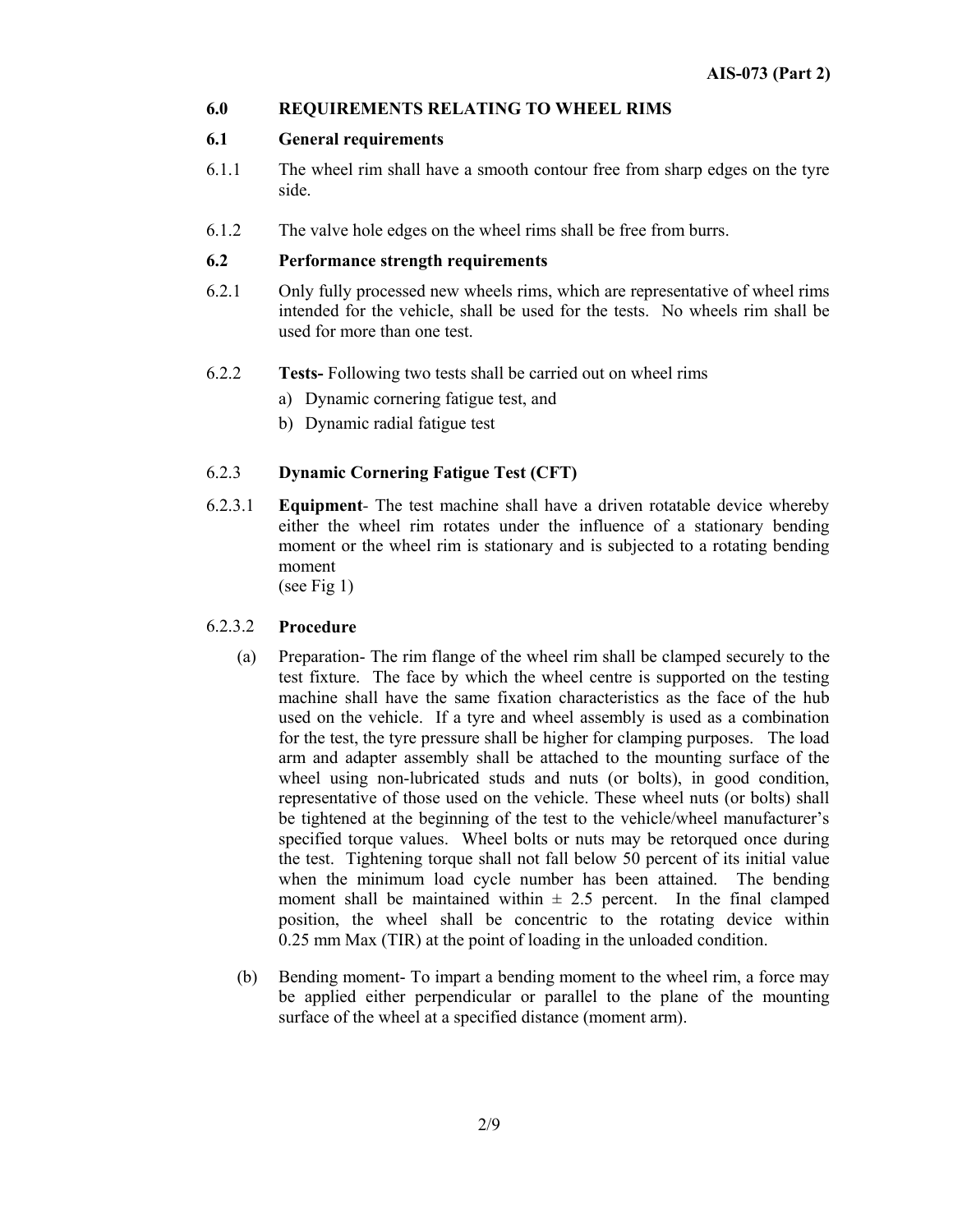## 6.0 REQUIREMENTS RELATING TO WHEEL RIMS

### 6.1 General requirements

6.1.1 The wheel rim shall have a smooth contour free from sharp edges on the tyre side.

6.1.2 The valve hole edges on the wheel rims shall be free from burrs.

### 6.2 Performance strength requirements

6.2.1 Only fully processed new wheels rims, which are representative of wheel rims intended for the vehicle, shall be used for the tests. No wheels rim shall be used for more than one test.

6.2.2 **Tests-** Following two tests shall be carried out on wheel rims

a) Dynamic cornering fatigue test, and
b) Dynamic radial fatigue test

6.2.3 **Dynamic Cornering Fatigue Test (CFT)**

6.2.3.1 **Equipment**- The test machine shall have a driven rotatable device whereby either the wheel rim rotates under the influence of a stationary bending moment or the wheel rim is stationary and is subjected to a rotating bending moment
(see Fig 1)

6.2.3.2 **Procedure**

(a) Preparation- The rim flange of the wheel rim shall be clamped securely to the test fixture. The face by which the wheel centre is supported on the testing machine shall have the same fixation characteristics as the face of the hub used on the vehicle. If a tyre and wheel assembly is used as a combination for the test, the tyre pressure shall be higher for clamping purposes. The load arm and adapter assembly shall be attached to the mounting surface of the wheel using non-lubricated studs and nuts (or bolts), in good condition, representative of those used on the vehicle. These wheel nuts (or bolts) shall be tightened at the beginning of the test to the vehicle/wheel manufacturer's specified torque values. Wheel bolts or nuts may be retorqued once during the test. Tightening torque shall not fall below 50 percent of its initial value when the minimum load cycle number has been attained. The bending moment shall be maintained within ± 2.5 percent. In the final clamped position, the wheel shall be concentric to the rotating device within 0.25 mm Max (TIR) at the point of loading in the unloaded condition.

(b) Bending moment- To impart a bending moment to the wheel rim, a force may be applied either perpendicular or parallel to the plane of the mounting surface of the wheel at a specified distance (moment arm).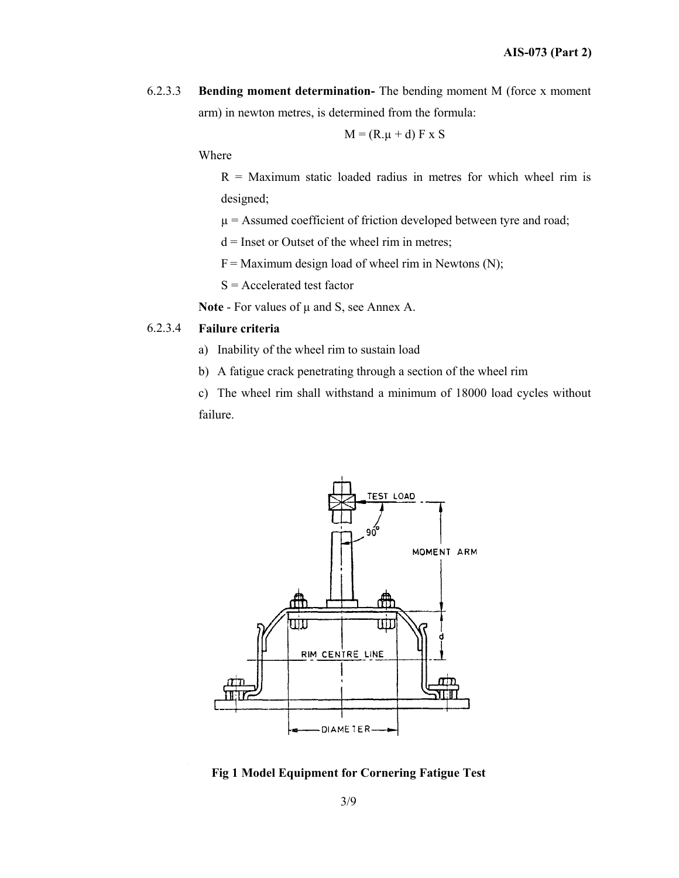6.2.3.3 **Bending moment determination-** The bending moment M (force x moment arm) in newton metres, is determined from the formula:

$$M = (R.\mu + d) F \times S$$

Where

$R$ = Maximum static loaded radius in metres for which wheel rim is designed;

$\mu$ = Assumed coefficient of friction developed between tyre and road;

$d$ = Inset or Outset of the wheel rim in metres;

$F$ = Maximum design load of wheel rim in Newtons (N);

$S$ = Accelerated test factor

**Note** - For values of $\mu$ and S, see Annex A.

6.2.3.4 **Failure criteria**

a) Inability of the wheel rim to sustain load

b) A fatigue crack penetrating through a section of the wheel rim

c) The wheel rim shall withstand a minimum of 18000 load cycles without failure.

**Fig 1 Model Equipment for Cornering Fatigue Test**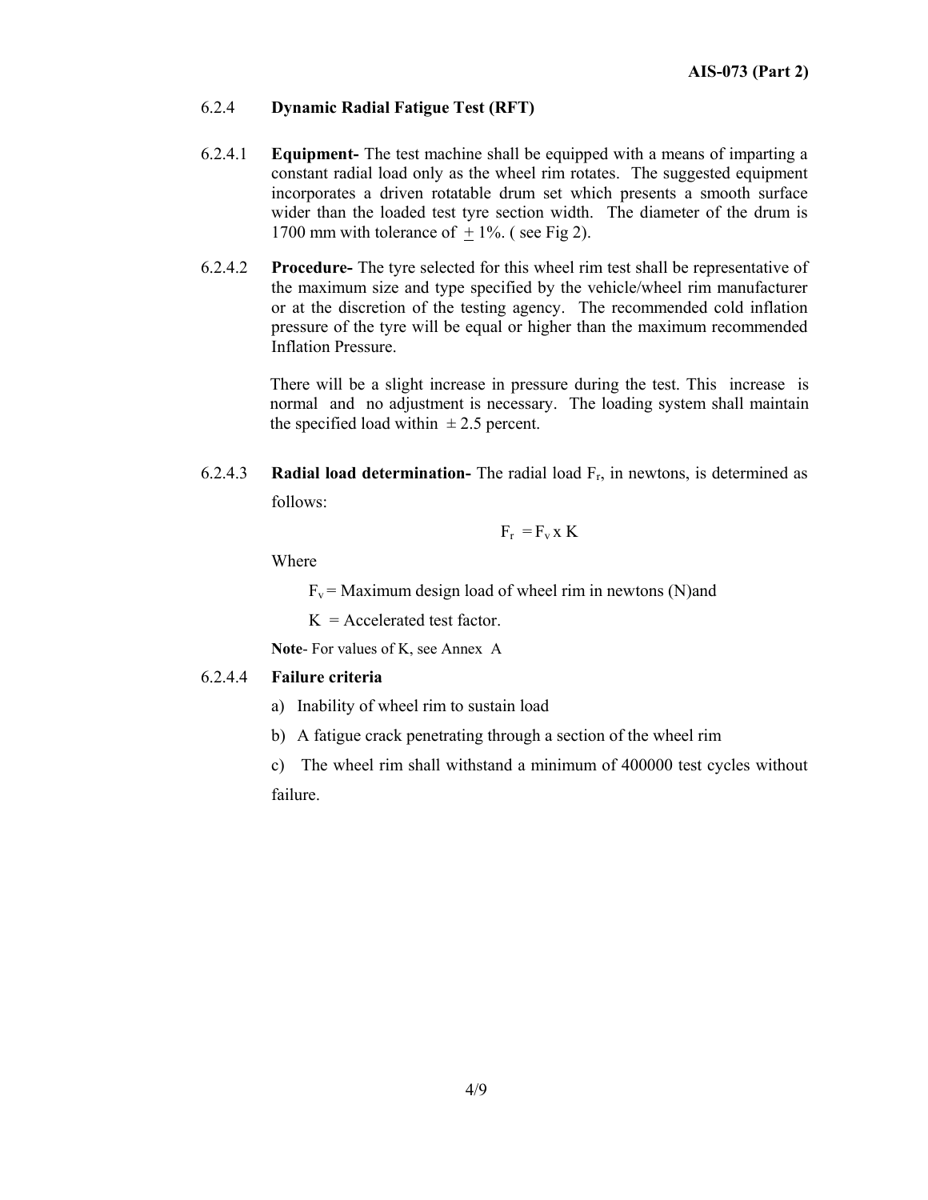### 6.2.4 Dynamic Radial Fatigue Test (RFT)

6.2.4.1 **Equipment-** The test machine shall be equipped with a means of imparting a constant radial load only as the wheel rim rotates. The suggested equipment incorporates a driven rotatable drum set which presents a smooth surface wider than the loaded test tyre section width. The diameter of the drum is 1700 mm with tolerance of $\pm$ 1%. ( see Fig 2).

6.2.4.2 **Procedure-** The tyre selected for this wheel rim test shall be representative of the maximum size and type specified by the vehicle/wheel rim manufacturer or at the discretion of the testing agency. The recommended cold inflation pressure of the tyre will be equal or higher than the maximum recommended Inflation Pressure.

There will be a slight increase in pressure during the test. This increase is normal and no adjustment is necessary. The loading system shall maintain the specified load within $\pm$ 2.5 percent.

6.2.4.3 **Radial load determination-** The radial load $F_r$, in newtons, is determined as follows:

$$F_r = F_v \times K$$

Where

$F_v$ = Maximum design load of wheel rim in newtons (N)and

$K$ = Accelerated test factor.

**Note**- For values of K, see Annex A

6.2.4.4 **Failure criteria**

a) Inability of wheel rim to sustain load

b) A fatigue crack penetrating through a section of the wheel rim

c) The wheel rim shall withstand a minimum of 400000 test cycles without failure.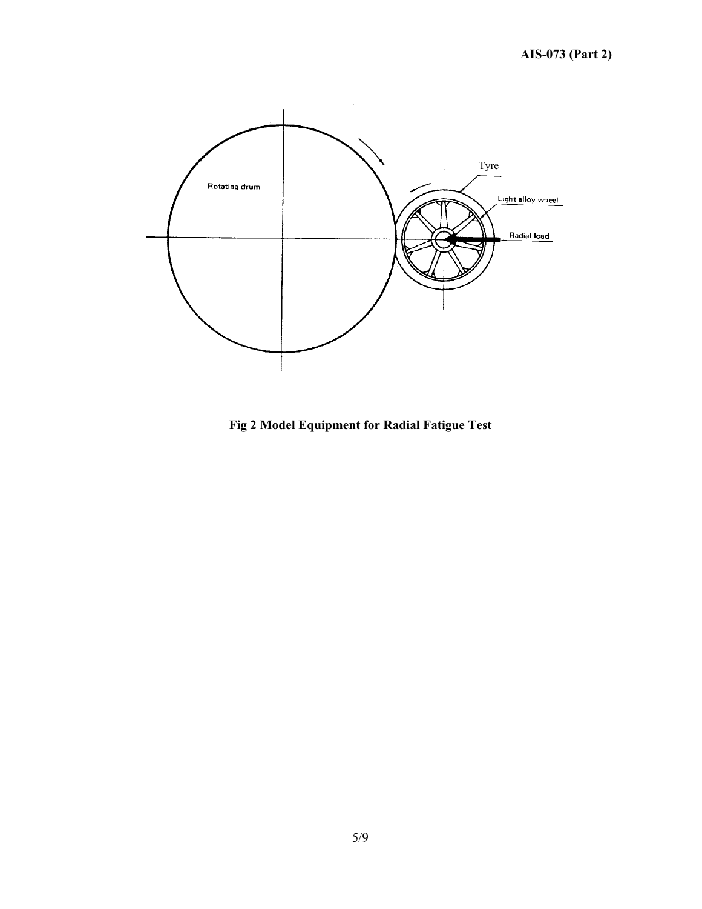Fig 2 Model Equipment for Radial Fatigue Test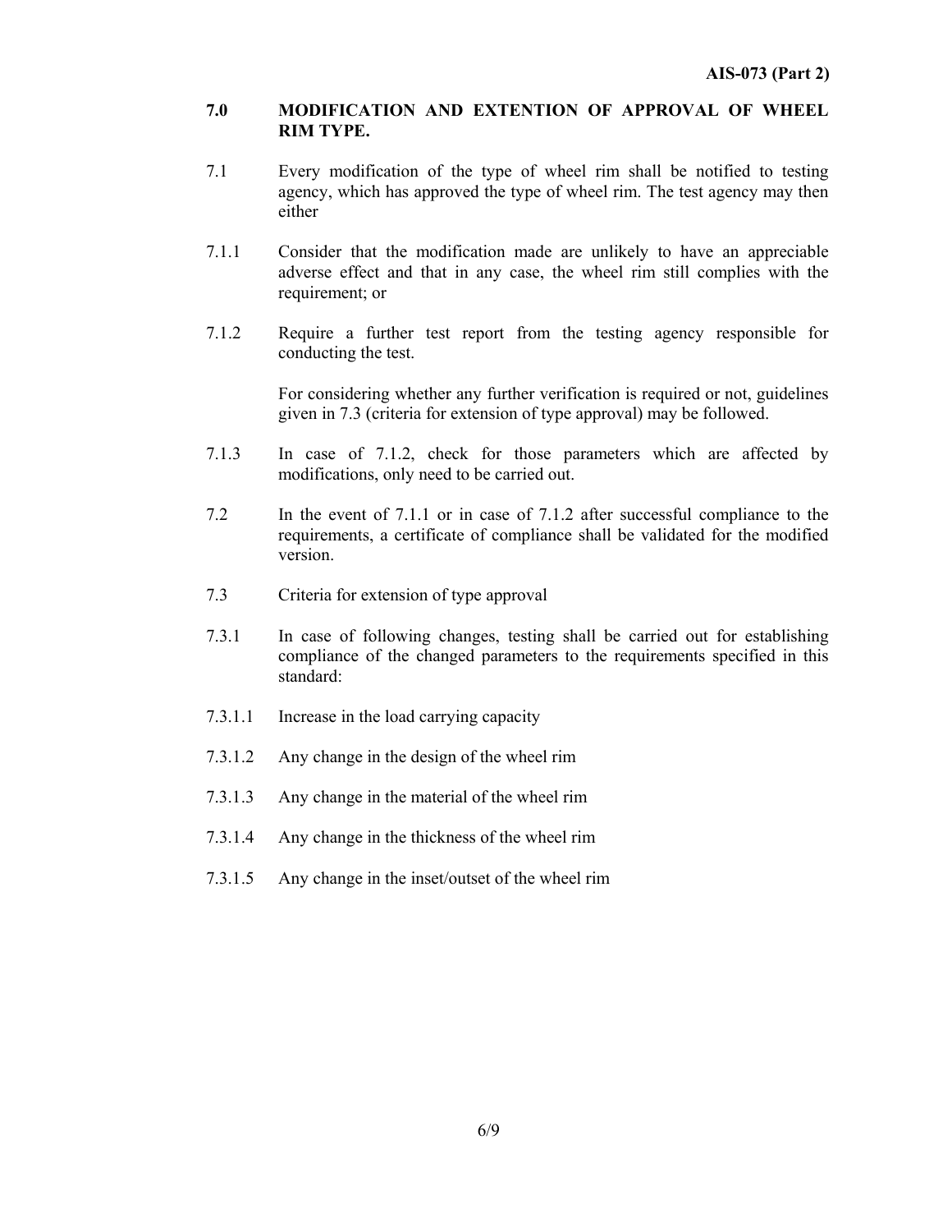## 7.0 MODIFICATION AND EXTENTION OF APPROVAL OF WHEEL RIM TYPE.

7.1 Every modification of the type of wheel rim shall be notified to testing agency, which has approved the type of wheel rim. The test agency may then either

7.1.1 Consider that the modification made are unlikely to have an appreciable adverse effect and that in any case, the wheel rim still complies with the requirement; or

7.1.2 Require a further test report from the testing agency responsible for conducting the test.

For considering whether any further verification is required or not, guidelines given in 7.3 (criteria for extension of type approval) may be followed.

7.1.3 In case of 7.1.2, check for those parameters which are affected by modifications, only need to be carried out.

7.2 In the event of 7.1.1 or in case of 7.1.2 after successful compliance to the requirements, a certificate of compliance shall be validated for the modified version.

7.3 Criteria for extension of type approval

7.3.1 In case of following changes, testing shall be carried out for establishing compliance of the changed parameters to the requirements specified in this standard:

7.3.1.1 Increase in the load carrying capacity

7.3.1.2 Any change in the design of the wheel rim

7.3.1.3 Any change in the material of the wheel rim

7.3.1.4 Any change in the thickness of the wheel rim

7.3.1.5 Any change in the inset/outset of the wheel rim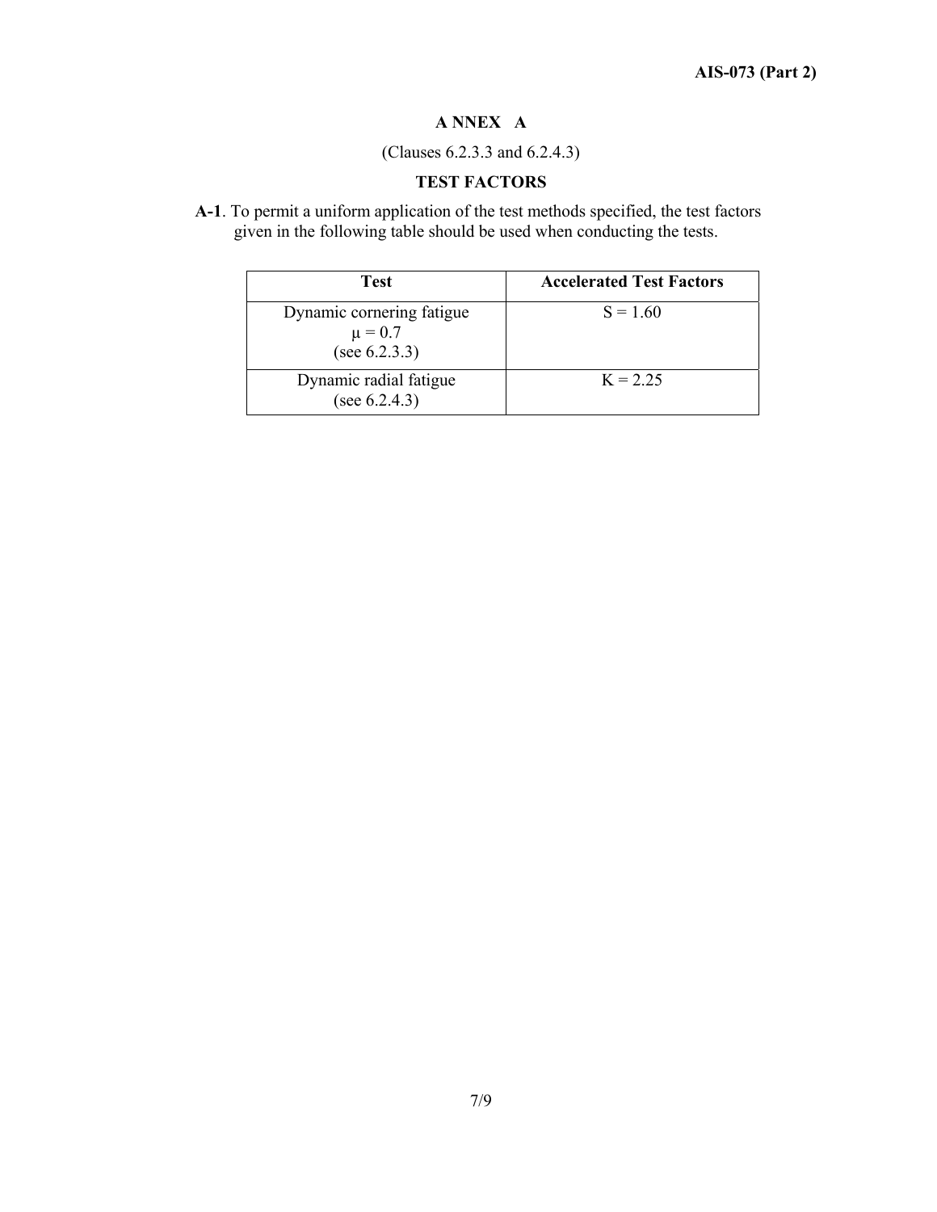# ANNEX A

(Clauses 6.2.3.3 and 6.2.4.3)

## TEST FACTORS

**A-1**. To permit a uniform application of the test methods specified, the test factors given in the following table should be used when conducting the tests.

| Test | Accelerated Test Factors |
|---|---|
| Dynamic cornering fatigue $\mu = 0.7$ (see 6.2.3.3) | S = 1.60 |
| Dynamic radial fatigue (see 6.2.4.3) | K = 2.25 |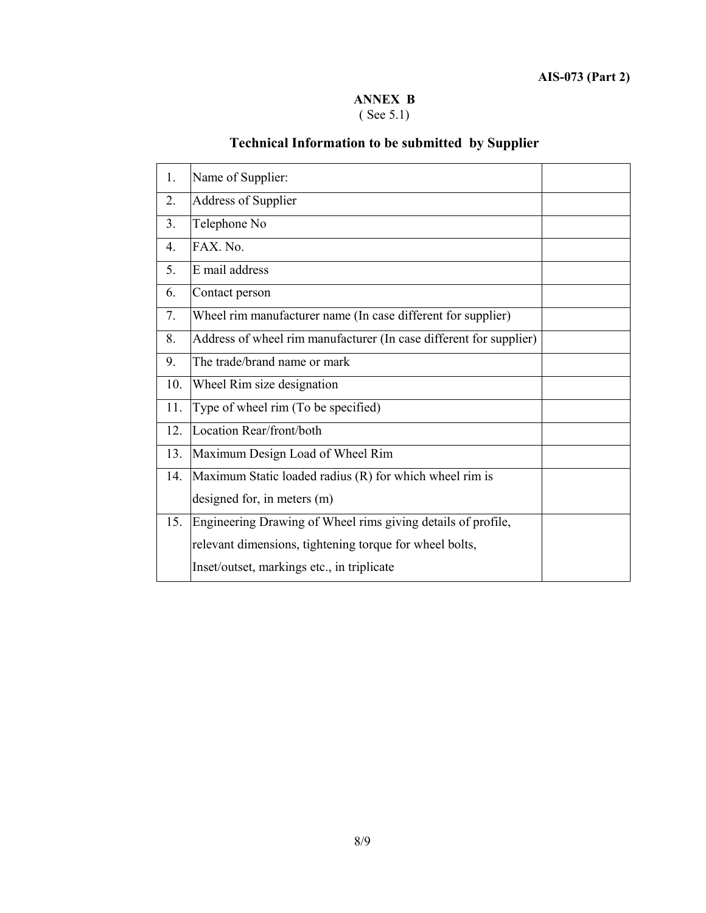## ANNEX B

( See 5.1)

### Technical Information to be submitted by Supplier

| | | |
|---|---|---|
| 1. | Name of Supplier: | |
| 2. | Address of Supplier | |
| 3. | Telephone No | |
| 4. | FAX. No. | |
| 5. | E mail address | |
| 6. | Contact person | |
| 7. | Wheel rim manufacturer name (In case different for supplier) | |
| 8. | Address of wheel rim manufacturer (In case different for supplier) | |
| 9. | The trade/brand name or mark | |
| 10. | Wheel Rim size designation | |
| 11. | Type of wheel rim (To be specified) | |
| 12. | Location Rear/front/both | |
| 13. | Maximum Design Load of Wheel Rim | |
| 14. | Maximum Static loaded radius (R) for which wheel rim is designed for, in meters (m) | |
| 15. | Engineering Drawing of Wheel rims giving details of profile, relevant dimensions, tightening torque for wheel bolts, Inset/outset, markings etc., in triplicate | |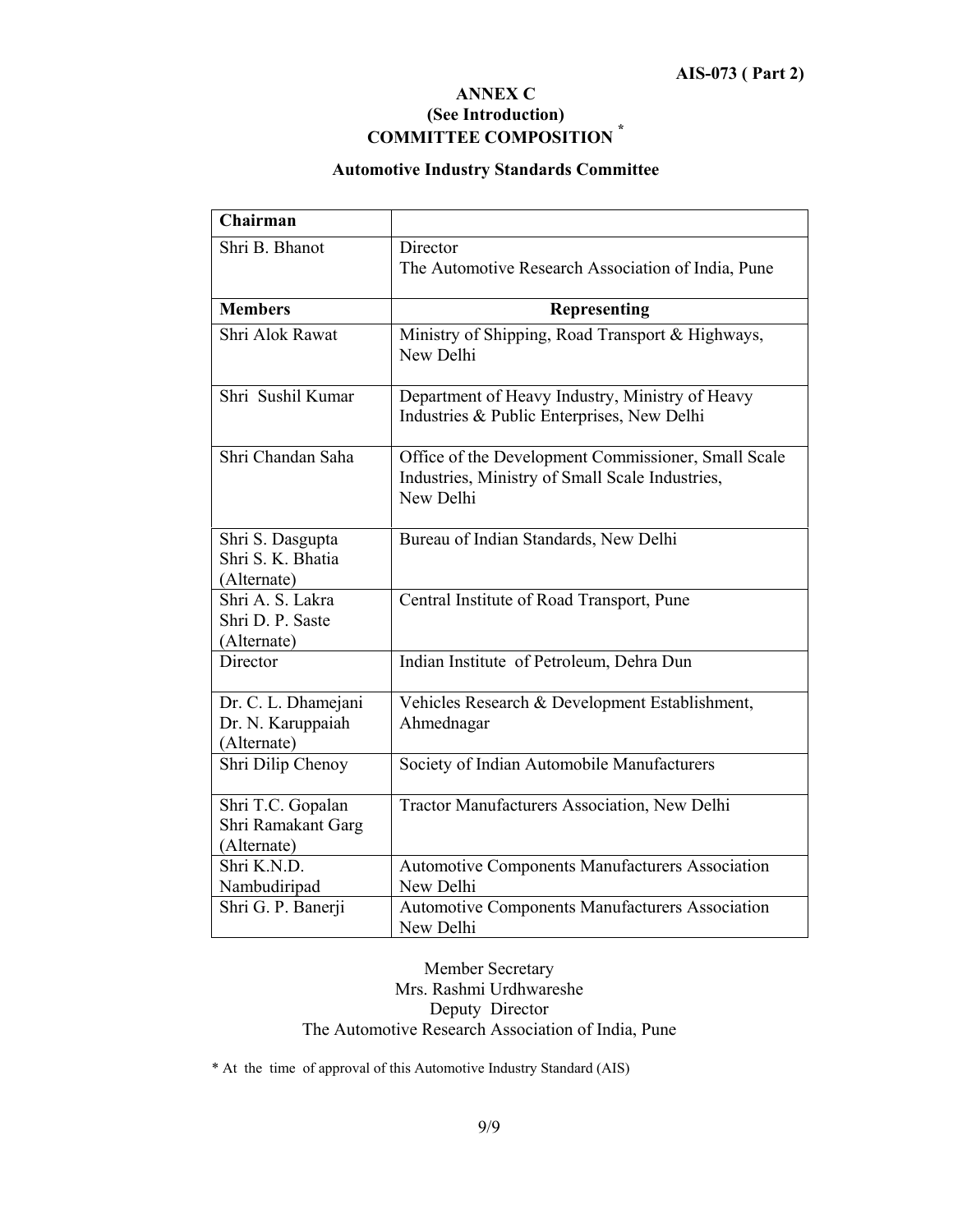## ANNEX C
### (See Introduction)
### COMMITTEE COMPOSITION *

**Automotive Industry Standards Committee**

| **Chairman** | |
|---|---|
| Shri B. Bhanot | Director<br>The Automotive Research Association of India, Pune |
| **Members** | **Representing** |
| Shri Alok Rawat | Ministry of Shipping, Road Transport & Highways, New Delhi |
| Shri Sushil Kumar | Department of Heavy Industry, Ministry of Heavy Industries & Public Enterprises, New Delhi |
| Shri Chandan Saha | Office of the Development Commissioner, Small Scale Industries, Ministry of Small Scale Industries, New Delhi |
| Shri S. Dasgupta<br>Shri S. K. Bhatia (Alternate) | Bureau of Indian Standards, New Delhi |
| Shri A. S. Lakra<br>Shri D. P. Saste (Alternate) | Central Institute of Road Transport, Pune |
| Director | Indian Institute of Petroleum, Dehra Dun |
| Dr. C. L. Dhamejani<br>Dr. N. Karuppaiah (Alternate) | Vehicles Research & Development Establishment, Ahmednagar |
| Shri Dilip Chenoy | Society of Indian Automobile Manufacturers |
| Shri T.C. Gopalan<br>Shri Ramakant Garg (Alternate) | Tractor Manufacturers Association, New Delhi |
| Shri K.N.D. Nambudiripad | Automotive Components Manufacturers Association New Delhi |
| Shri G. P. Banerji | Automotive Components Manufacturers Association New Delhi |

Member Secretary
Mrs. Rashmi Urdhwareshe
Deputy Director
The Automotive Research Association of India, Pune

\* At the time of approval of this Automotive Industry Standard (AIS)